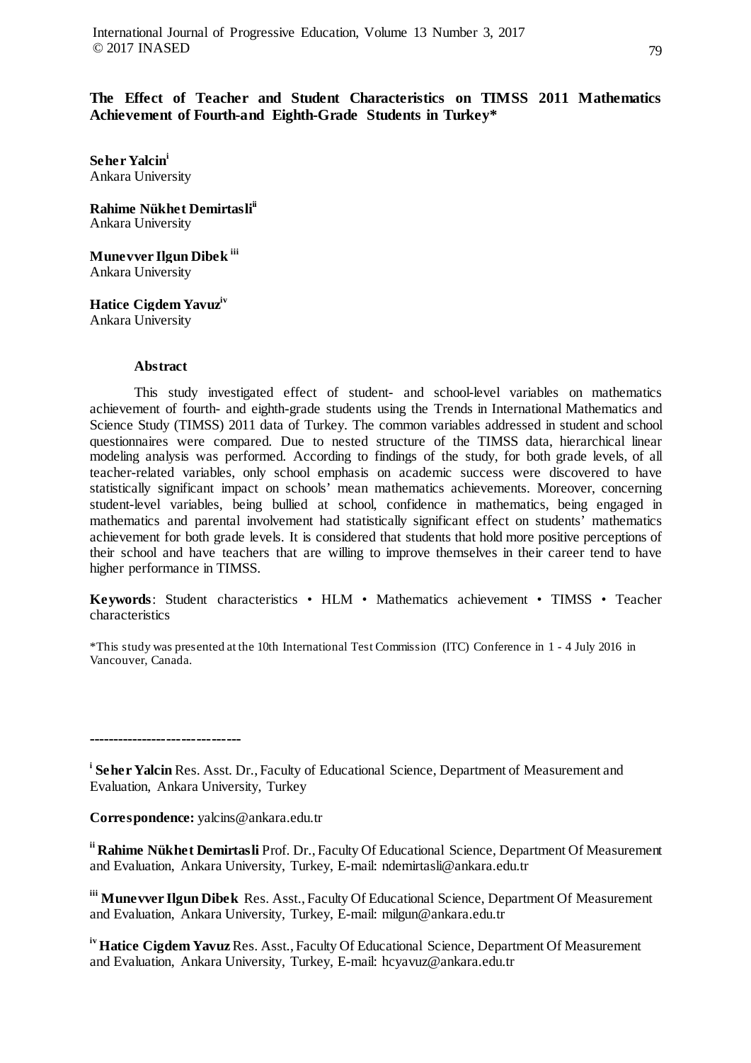# The Effect of Teacher and Student Characteristics on TIMSS 2011 Mathematics Achievement of Fourth-and Eighth-Grade Students in Turkey*

**Seher Yalcin**[i]
Ankara University

**Rahime Nükhet Demirtasli**[ii]
Ankara University

**Munevver Ilgun Dibek**[iii]
Ankara University

**Hatice Cigdem Yavuz**[iv]
Ankara University

## Abstract

This study investigated effect of student- and school-level variables on mathematics achievement of fourth- and eighth-grade students using the Trends in International Mathematics and Science Study (TIMSS) 2011 data of Turkey. The common variables addressed in student and school questionnaires were compared. Due to nested structure of the TIMSS data, hierarchical linear modeling analysis was performed. According to findings of the study, for both grade levels, of all teacher-related variables, only school emphasis on academic success were discovered to have statistically significant impact on schools' mean mathematics achievements. Moreover, concerning student-level variables, being bullied at school, confidence in mathematics, being engaged in mathematics and parental involvement had statistically significant effect on students' mathematics achievement for both grade levels. It is considered that students that hold more positive perceptions of their school and have teachers that are willing to improve themselves in their career tend to have higher performance in TIMSS.

**Keywords**: Student characteristics • HLM • Mathematics achievement • TIMSS • Teacher characteristics

*This study was presented at the 10th International Test Commission (ITC) Conference in 1 - 4 July 2016 in Vancouver, Canada.

---

[i] **Seher Yalcin** Res. Asst. Dr., Faculty of Educational Science, Department of Measurement and Evaluation, Ankara University, Turkey

**Correspondence:** yalcins@ankara.edu.tr

[ii] **Rahime Nükhet Demirtasli** Prof. Dr., Faculty Of Educational Science, Department Of Measurement and Evaluation, Ankara University, Turkey, E-mail: ndemirtasli@ankara.edu.tr

[iii] **Munevver Ilgun Dibek** Res. Asst., Faculty Of Educational Science, Department Of Measurement and Evaluation, Ankara University, Turkey, E-mail: milgun@ankara.edu.tr

[iv] **Hatice Cigdem Yavuz** Res. Asst., Faculty Of Educational Science, Department Of Measurement and Evaluation, Ankara University, Turkey, E-mail: hcyavuz@ankara.edu.tr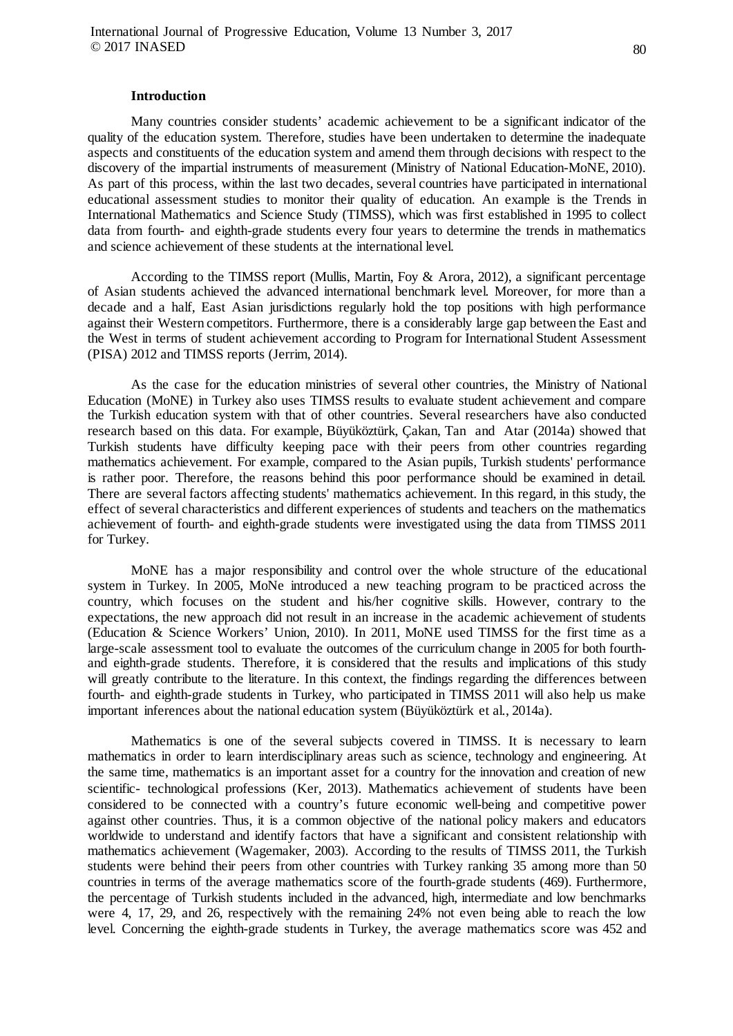### Introduction

Many countries consider students' academic achievement to be a significant indicator of the quality of the education system. Therefore, studies have been undertaken to determine the inadequate aspects and constituents of the education system and amend them through decisions with respect to the discovery of the impartial instruments of measurement (Ministry of National Education-MoNE, 2010). As part of this process, within the last two decades, several countries have participated in international educational assessment studies to monitor their quality of education. An example is the Trends in International Mathematics and Science Study (TIMSS), which was first established in 1995 to collect data from fourth- and eighth-grade students every four years to determine the trends in mathematics and science achievement of these students at the international level.

According to the TIMSS report (Mullis, Martin, Foy & Arora, 2012), a significant percentage of Asian students achieved the advanced international benchmark level. Moreover, for more than a decade and a half, East Asian jurisdictions regularly hold the top positions with high performance against their Western competitors. Furthermore, there is a considerably large gap between the East and the West in terms of student achievement according to Program for International Student Assessment (PISA) 2012 and TIMSS reports (Jerrim, 2014).

As the case for the education ministries of several other countries, the Ministry of National Education (MoNE) in Turkey also uses TIMSS results to evaluate student achievement and compare the Turkish education system with that of other countries. Several researchers have also conducted research based on this data. For example, Büyüköztürk, Çakan, Tan and Atar (2014a) showed that Turkish students have difficulty keeping pace with their peers from other countries regarding mathematics achievement. For example, compared to the Asian pupils, Turkish students' performance is rather poor. Therefore, the reasons behind this poor performance should be examined in detail. There are several factors affecting students' mathematics achievement. In this regard, in this study, the effect of several characteristics and different experiences of students and teachers on the mathematics achievement of fourth- and eighth-grade students were investigated using the data from TIMSS 2011 for Turkey.

MoNE has a major responsibility and control over the whole structure of the educational system in Turkey. In 2005, MoNe introduced a new teaching program to be practiced across the country, which focuses on the student and his/her cognitive skills. However, contrary to the expectations, the new approach did not result in an increase in the academic achievement of students (Education & Science Workers' Union, 2010). In 2011, MoNE used TIMSS for the first time as a large-scale assessment tool to evaluate the outcomes of the curriculum change in 2005 for both fourth- and eighth-grade students. Therefore, it is considered that the results and implications of this study will greatly contribute to the literature. In this context, the findings regarding the differences between fourth- and eighth-grade students in Turkey, who participated in TIMSS 2011 will also help us make important inferences about the national education system (Büyüköztürk et al., 2014a).

Mathematics is one of the several subjects covered in TIMSS. It is necessary to learn mathematics in order to learn interdisciplinary areas such as science, technology and engineering. At the same time, mathematics is an important asset for a country for the innovation and creation of new scientific- technological professions (Ker, 2013). Mathematics achievement of students have been considered to be connected with a country's future economic well-being and competitive power against other countries. Thus, it is a common objective of the national policy makers and educators worldwide to understand and identify factors that have a significant and consistent relationship with mathematics achievement (Wagemaker, 2003). According to the results of TIMSS 2011, the Turkish students were behind their peers from other countries with Turkey ranking 35 among more than 50 countries in terms of the average mathematics score of the fourth-grade students (469). Furthermore, the percentage of Turkish students included in the advanced, high, intermediate and low benchmarks were 4, 17, 29, and 26, respectively with the remaining 24% not even being able to reach the low level. Concerning the eighth-grade students in Turkey, the average mathematics score was 452 and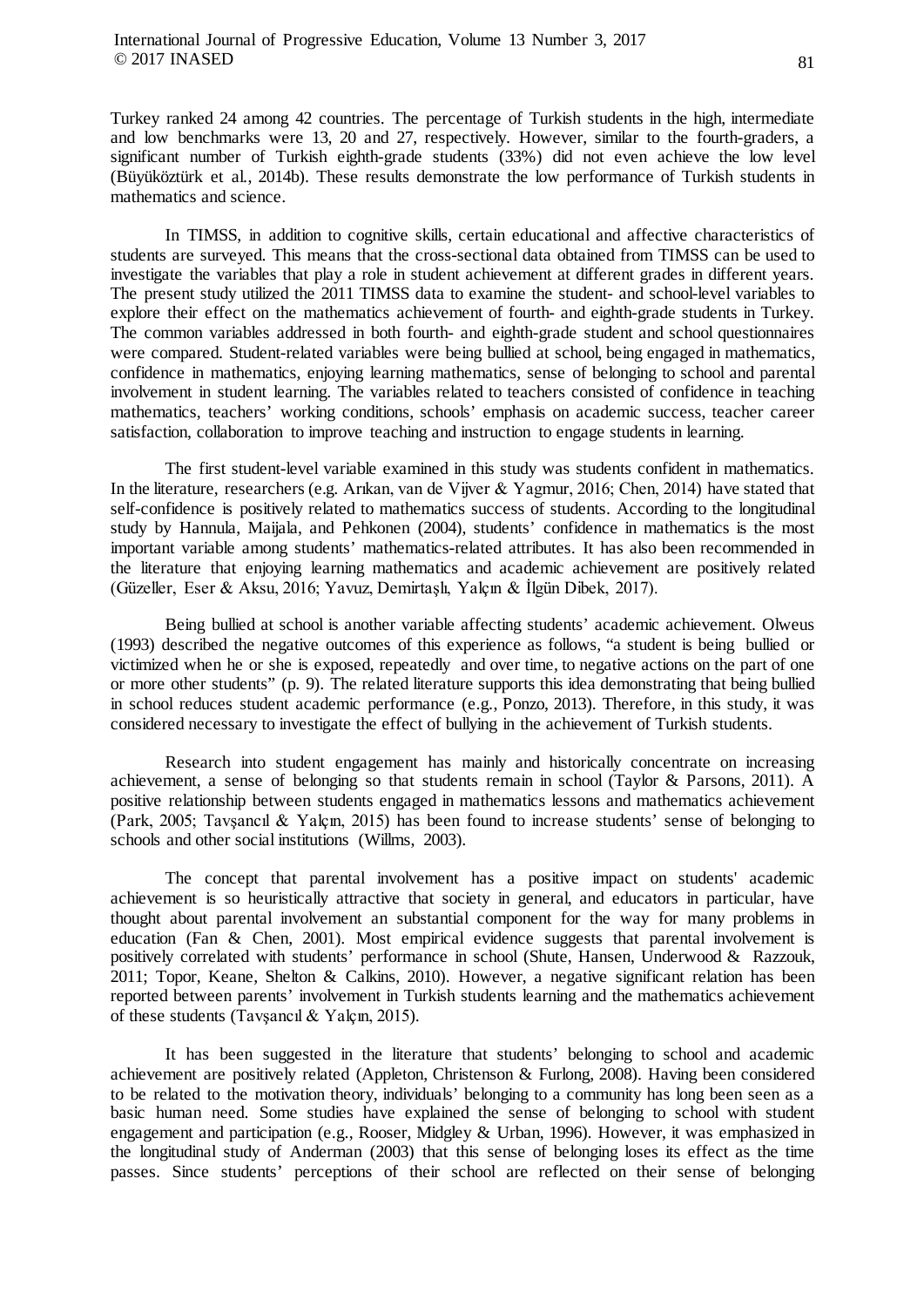Turkey ranked 24 among 42 countries. The percentage of Turkish students in the high, intermediate and low benchmarks were 13, 20 and 27, respectively. However, similar to the fourth-graders, a significant number of Turkish eighth-grade students (33%) did not even achieve the low level (Büyüköztürk et al., 2014b). These results demonstrate the low performance of Turkish students in mathematics and science.

In TIMSS, in addition to cognitive skills, certain educational and affective characteristics of students are surveyed. This means that the cross-sectional data obtained from TIMSS can be used to investigate the variables that play a role in student achievement at different grades in different years. The present study utilized the 2011 TIMSS data to examine the student- and school-level variables to explore their effect on the mathematics achievement of fourth- and eighth-grade students in Turkey. The common variables addressed in both fourth- and eighth-grade student and school questionnaires were compared. Student-related variables were being bullied at school, being engaged in mathematics, confidence in mathematics, enjoying learning mathematics, sense of belonging to school and parental involvement in student learning. The variables related to teachers consisted of confidence in teaching mathematics, teachers' working conditions, schools' emphasis on academic success, teacher career satisfaction, collaboration to improve teaching and instruction to engage students in learning.

The first student-level variable examined in this study was students confident in mathematics. In the literature, researchers (e.g. Arıkan, van de Vijver & Yagmur, 2016; Chen, 2014) have stated that self-confidence is positively related to mathematics success of students. According to the longitudinal study by Hannula, Maijala, and Pehkonen (2004), students' confidence in mathematics is the most important variable among students' mathematics-related attributes. It has also been recommended in the literature that enjoying learning mathematics and academic achievement are positively related (Güzeller, Eser & Aksu, 2016; Yavuz, Demirtaşlı, Yalçın & İlgün Dibek, 2017).

Being bullied at school is another variable affecting students' academic achievement. Olweus (1993) described the negative outcomes of this experience as follows, "a student is being bullied or victimized when he or she is exposed, repeatedly and over time, to negative actions on the part of one or more other students" (p. 9). The related literature supports this idea demonstrating that being bullied in school reduces student academic performance (e.g., Ponzo, 2013). Therefore, in this study, it was considered necessary to investigate the effect of bullying in the achievement of Turkish students.

Research into student engagement has mainly and historically concentrate on increasing achievement, a sense of belonging so that students remain in school (Taylor & Parsons, 2011). A positive relationship between students engaged in mathematics lessons and mathematics achievement (Park, 2005; Tavşancıl & Yalçın, 2015) has been found to increase students' sense of belonging to schools and other social institutions (Willms, 2003).

The concept that parental involvement has a positive impact on students' academic achievement is so heuristically attractive that society in general, and educators in particular, have thought about parental involvement an substantial component for the way for many problems in education (Fan & Chen, 2001). Most empirical evidence suggests that parental involvement is positively correlated with students' performance in school (Shute, Hansen, Underwood & Razzouk, 2011; Topor, Keane, Shelton & Calkins, 2010). However, a negative significant relation has been reported between parents' involvement in Turkish students learning and the mathematics achievement of these students (Tavşancıl & Yalçın, 2015).

It has been suggested in the literature that students' belonging to school and academic achievement are positively related (Appleton, Christenson & Furlong, 2008). Having been considered to be related to the motivation theory, individuals' belonging to a community has long been seen as a basic human need. Some studies have explained the sense of belonging to school with student engagement and participation (e.g., Rooser, Midgley & Urban, 1996). However, it was emphasized in the longitudinal study of Anderman (2003) that this sense of belonging loses its effect as the time passes. Since students' perceptions of their school are reflected on their sense of belonging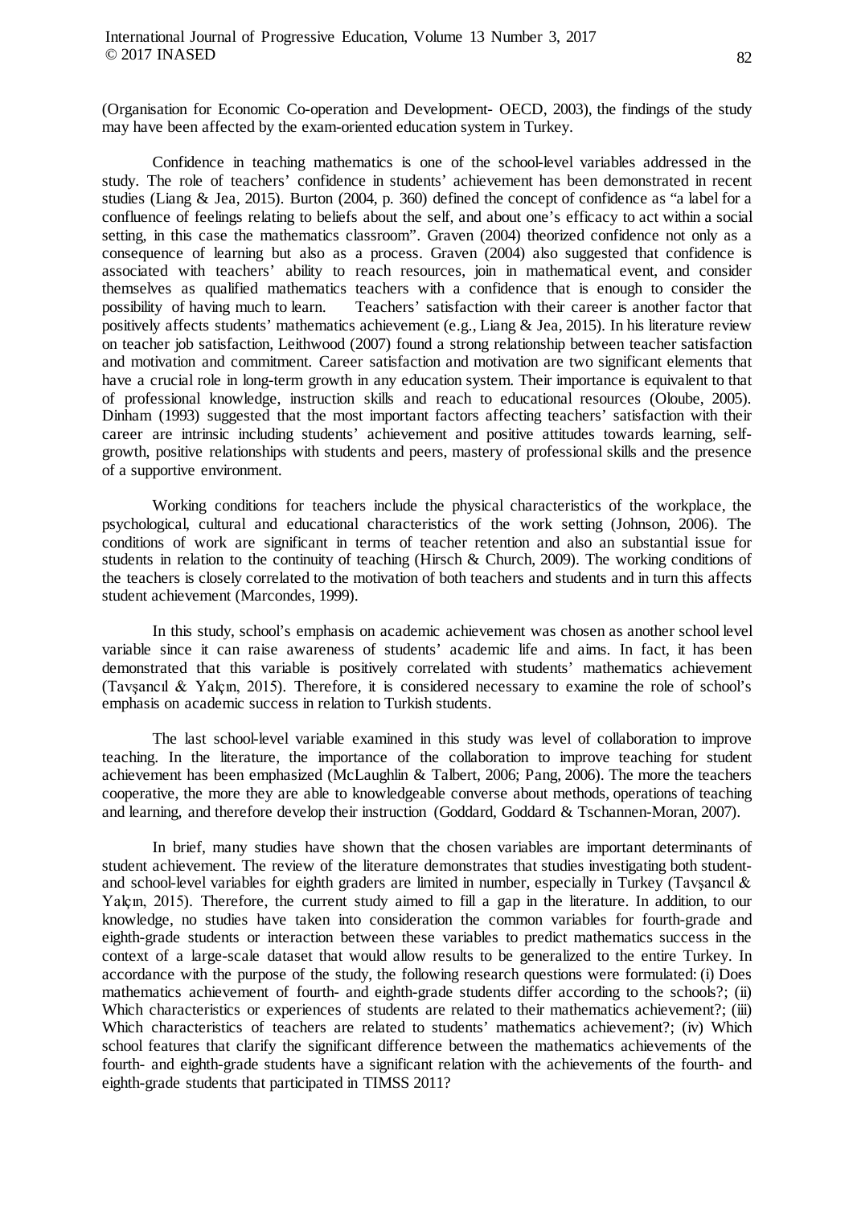(Organisation for Economic Co-operation and Development- OECD, 2003), the findings of the study may have been affected by the exam-oriented education system in Turkey.

Confidence in teaching mathematics is one of the school-level variables addressed in the study. The role of teachers' confidence in students' achievement has been demonstrated in recent studies (Liang & Jea, 2015). Burton (2004, p. 360) defined the concept of confidence as "a label for a confluence of feelings relating to beliefs about the self, and about one's efficacy to act within a social setting, in this case the mathematics classroom". Graven (2004) theorized confidence not only as a consequence of learning but also as a process. Graven (2004) also suggested that confidence is associated with teachers' ability to reach resources, join in mathematical event, and consider themselves as qualified mathematics teachers with a confidence that is enough to consider the possibility of having much to learn. Teachers' satisfaction with their career is another factor that positively affects students' mathematics achievement (e.g., Liang & Jea, 2015). In his literature review on teacher job satisfaction, Leithwood (2007) found a strong relationship between teacher satisfaction and motivation and commitment. Career satisfaction and motivation are two significant elements that have a crucial role in long-term growth in any education system. Their importance is equivalent to that of professional knowledge, instruction skills and reach to educational resources (Oloube, 2005). Dinham (1993) suggested that the most important factors affecting teachers' satisfaction with their career are intrinsic including students' achievement and positive attitudes towards learning, self-growth, positive relationships with students and peers, mastery of professional skills and the presence of a supportive environment.

Working conditions for teachers include the physical characteristics of the workplace, the psychological, cultural and educational characteristics of the work setting (Johnson, 2006). The conditions of work are significant in terms of teacher retention and also an substantial issue for students in relation to the continuity of teaching (Hirsch & Church, 2009). The working conditions of the teachers is closely correlated to the motivation of both teachers and students and in turn this affects student achievement (Marcondes, 1999).

In this study, school's emphasis on academic achievement was chosen as another school level variable since it can raise awareness of students' academic life and aims. In fact, it has been demonstrated that this variable is positively correlated with students' mathematics achievement (Tavşancıl & Yalçın, 2015). Therefore, it is considered necessary to examine the role of school's emphasis on academic success in relation to Turkish students.

The last school-level variable examined in this study was level of collaboration to improve teaching. In the literature, the importance of the collaboration to improve teaching for student achievement has been emphasized (McLaughlin & Talbert, 2006; Pang, 2006). The more the teachers cooperative, the more they are able to knowledgeable converse about methods, operations of teaching and learning, and therefore develop their instruction (Goddard, Goddard & Tschannen-Moran, 2007).

In brief, many studies have shown that the chosen variables are important determinants of student achievement. The review of the literature demonstrates that studies investigating both student- and school-level variables for eighth graders are limited in number, especially in Turkey (Tavşancıl & Yalçın, 2015). Therefore, the current study aimed to fill a gap in the literature. In addition, to our knowledge, no studies have taken into consideration the common variables for fourth-grade and eighth-grade students or interaction between these variables to predict mathematics success in the context of a large-scale dataset that would allow results to be generalized to the entire Turkey. In accordance with the purpose of the study, the following research questions were formulated: (i) Does mathematics achievement of fourth- and eighth-grade students differ according to the schools?; (ii) Which characteristics or experiences of students are related to their mathematics achievement?; (iii) Which characteristics of teachers are related to students' mathematics achievement?; (iv) Which school features that clarify the significant difference between the mathematics achievements of the fourth- and eighth-grade students have a significant relation with the achievements of the fourth- and eighth-grade students that participated in TIMSS 2011?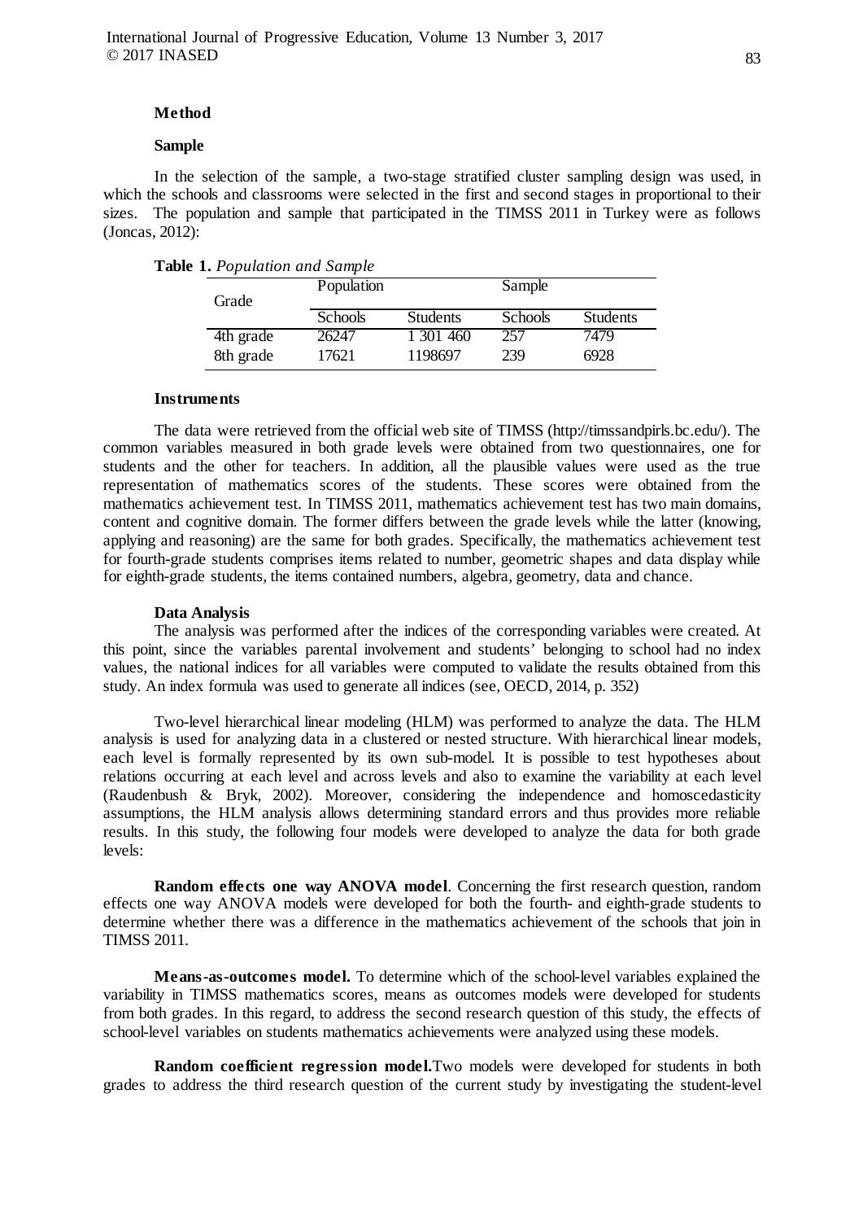## Method

### Sample

In the selection of the sample, a two-stage stratified cluster sampling design was used, in which the schools and classrooms were selected in the first and second stages in proportional to their sizes. The population and sample that participated in the TIMSS 2011 in Turkey were as follows (Joncas, 2012):

**Table 1.** *Population and Sample*

| Grade | Population | | Sample | |
|---|---|---|---|---|
| | Schools | Students | Schools | Students |
| 4th grade | 26247 | 1 301 460 | 257 | 7479 |
| 8th grade | 17621 | 1198697 | 239 | 6928 |

### Instruments

The data were retrieved from the official web site of TIMSS (http://timssandpirls.bc.edu/). The common variables measured in both grade levels were obtained from two questionnaires, one for students and the other for teachers. In addition, all the plausible values were used as the true representation of mathematics scores of the students. These scores were obtained from the mathematics achievement test. In TIMSS 2011, mathematics achievement test has two main domains, content and cognitive domain. The former differs between the grade levels while the latter (knowing, applying and reasoning) are the same for both grades. Specifically, the mathematics achievement test for fourth-grade students comprises items related to number, geometric shapes and data display while for eighth-grade students, the items contained numbers, algebra, geometry, data and chance.

### Data Analysis

The analysis was performed after the indices of the corresponding variables were created. At this point, since the variables parental involvement and students' belonging to school had no index values, the national indices for all variables were computed to validate the results obtained from this study. An index formula was used to generate all indices (see, OECD, 2014, p. 352)

Two-level hierarchical linear modeling (HLM) was performed to analyze the data. The HLM analysis is used for analyzing data in a clustered or nested structure. With hierarchical linear models, each level is formally represented by its own sub-model. It is possible to test hypotheses about relations occurring at each level and across levels and also to examine the variability at each level (Raudenbush & Bryk, 2002). Moreover, considering the independence and homoscedasticity assumptions, the HLM analysis allows determining standard errors and thus provides more reliable results. In this study, the following four models were developed to analyze the data for both grade levels:

**Random effects one way ANOVA model**. Concerning the first research question, random effects one way ANOVA models were developed for both the fourth- and eighth-grade students to determine whether there was a difference in the mathematics achievement of the schools that join in TIMSS 2011.

**Means-as-outcomes model.** To determine which of the school-level variables explained the variability in TIMSS mathematics scores, means as outcomes models were developed for students from both grades. In this regard, to address the second research question of this study, the effects of school-level variables on students mathematics achievements were analyzed using these models.

**Random coefficient regression model.**Two models were developed for students in both grades to address the third research question of the current study by investigating the student-level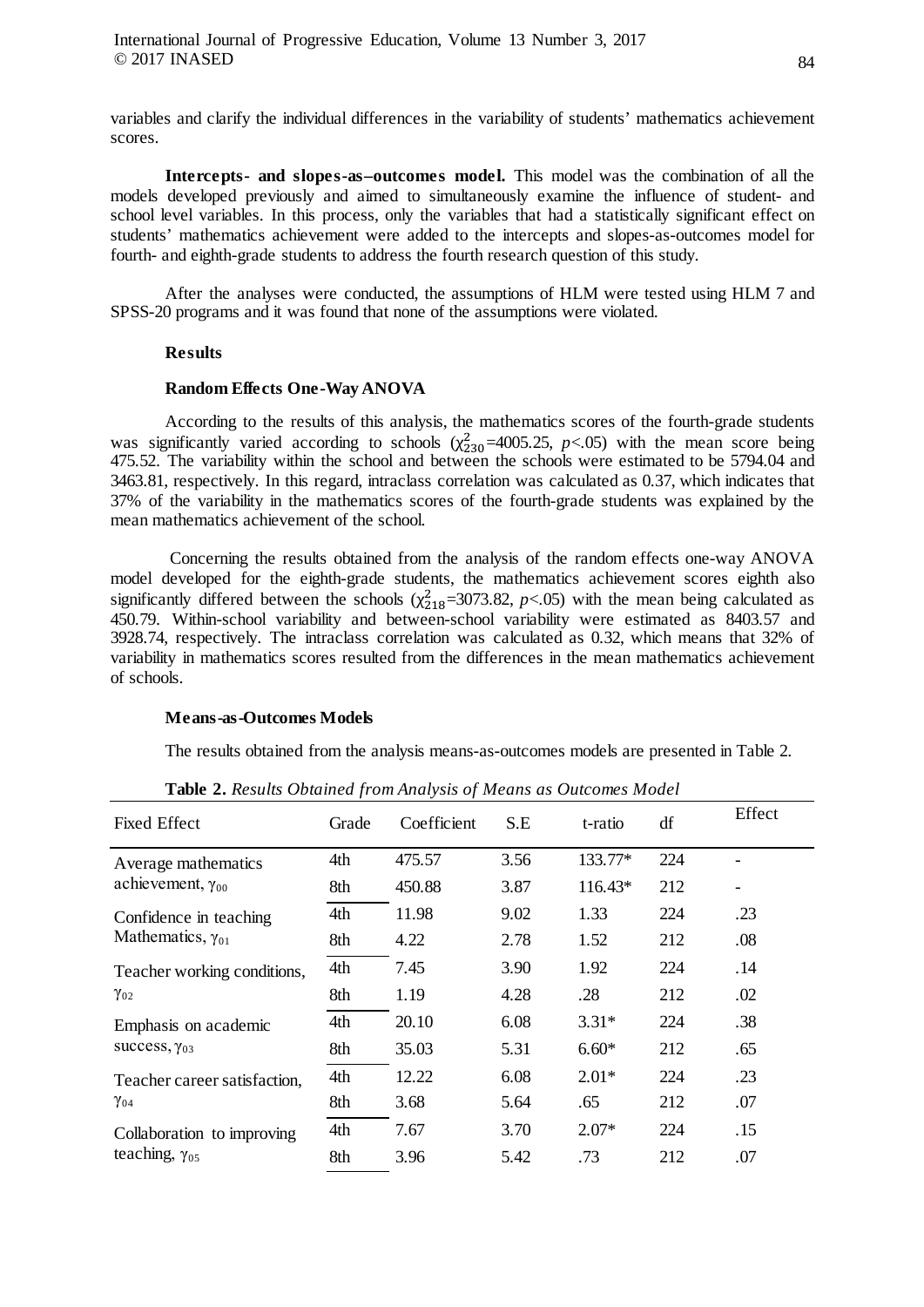variables and clarify the individual differences in the variability of students' mathematics achievement scores.

**Intercepts- and slopes-as–outcomes model.** This model was the combination of all the models developed previously and aimed to simultaneously examine the influence of student- and school level variables. In this process, only the variables that had a statistically significant effect on students' mathematics achievement were added to the intercepts and slopes-as-outcomes model for fourth- and eighth-grade students to address the fourth research question of this study.

After the analyses were conducted, the assumptions of HLM were tested using HLM 7 and SPSS-20 programs and it was found that none of the assumptions were violated.

## Results

### Random Effects One-Way ANOVA

According to the results of this analysis, the mathematics scores of the fourth-grade students was significantly varied according to schools ($\chi^2_{230}$=4005.25, $p$<.05) with the mean score being 475.52. The variability within the school and between the schools were estimated to be 5794.04 and 3463.81, respectively. In this regard, intraclass correlation was calculated as 0.37, which indicates that 37% of the variability in the mathematics scores of the fourth-grade students was explained by the mean mathematics achievement of the school.

Concerning the results obtained from the analysis of the random effects one-way ANOVA model developed for the eighth-grade students, the mathematics achievement scores eighth also significantly differed between the schools ($\chi^2_{218}$=3073.82, $p$<.05) with the mean being calculated as 450.79. Within-school variability and between-school variability were estimated as 8403.57 and 3928.74, respectively. The intraclass correlation was calculated as 0.32, which means that 32% of variability in mathematics scores resulted from the differences in the mean mathematics achievement of schools.

### Means-as-Outcomes Models

The results obtained from the analysis means-as-outcomes models are presented in Table 2.

**Table 2.** *Results Obtained from Analysis of Means as Outcomes Model*

| Fixed Effect | Grade | Coefficient | S.E | t-ratio | df | Effect |
|---|---|---|---|---|---|---|
| Average mathematics achievement, $\gamma_{00}$ | 4th | 475.57 | 3.56 | 133.77* | 224 | - |
| | 8th | 450.88 | 3.87 | 116.43* | 212 | - |
| Confidence in teaching Mathematics, $\gamma_{01}$ | 4th | 11.98 | 9.02 | 1.33 | 224 | .23 |
| | 8th | 4.22 | 2.78 | 1.52 | 212 | .08 |
| Teacher working conditions, $\gamma_{02}$ | 4th | 7.45 | 3.90 | 1.92 | 224 | .14 |
| | 8th | 1.19 | 4.28 | .28 | 212 | .02 |
| Emphasis on academic success, $\gamma_{03}$ | 4th | 20.10 | 6.08 | 3.31* | 224 | .38 |
| | 8th | 35.03 | 5.31 | 6.60* | 212 | .65 |
| Teacher career satisfaction, $\gamma_{04}$ | 4th | 12.22 | 6.08 | 2.01* | 224 | .23 |
| | 8th | 3.68 | 5.64 | .65 | 212 | .07 |
| Collaboration to improving teaching, $\gamma_{05}$ | 4th | 7.67 | 3.70 | 2.07* | 224 | .15 |
| | 8th | 3.96 | 5.42 | .73 | 212 | .07 |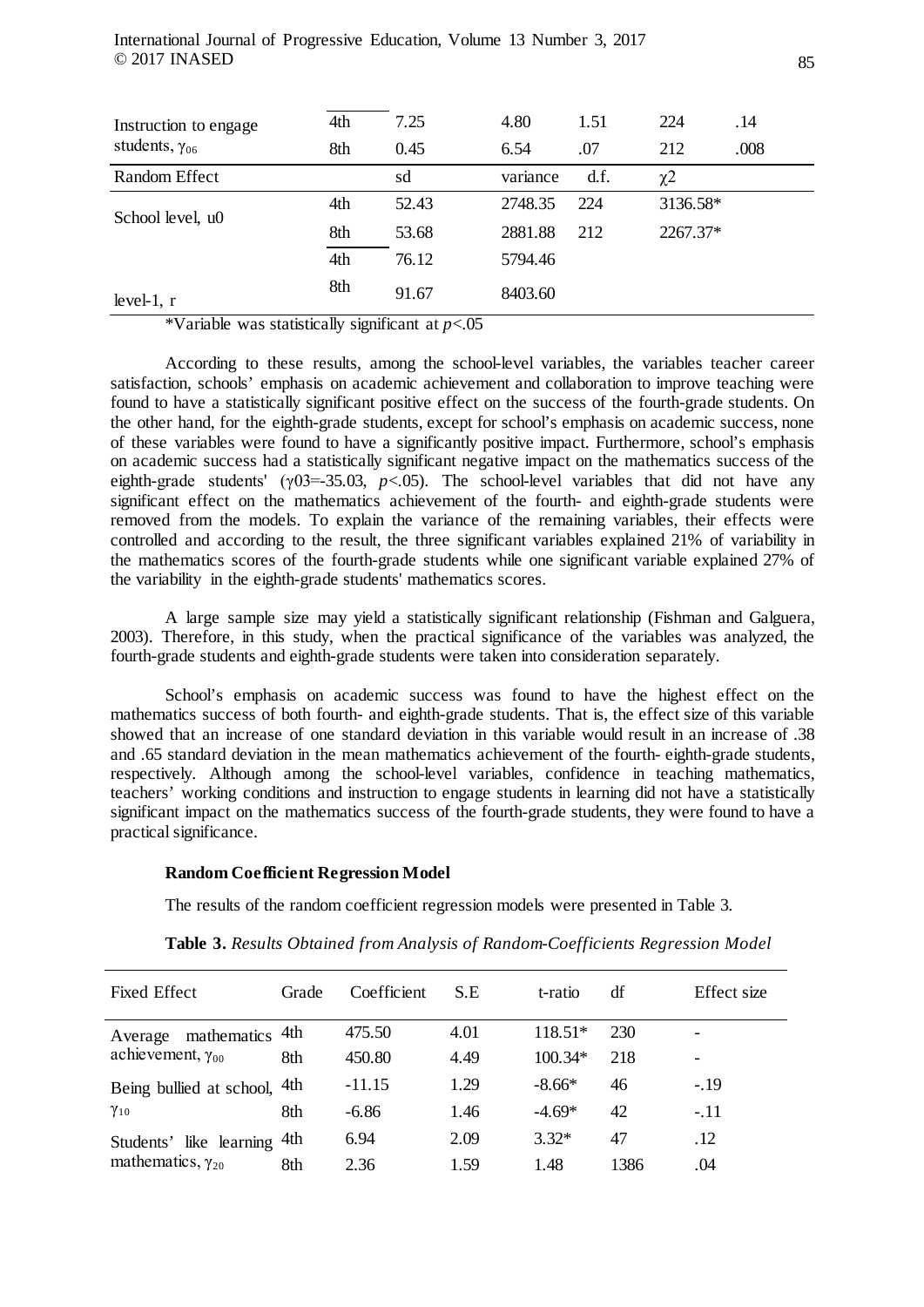| | | | | | | |
|---|---|---|---|---|---|---|
| Instruction to engage students, $\gamma_{06}$ | 4th | 7.25 | 4.80 | 1.51 | 224 | .14 |
| | 8th | 0.45 | 6.54 | .07 | 212 | .008 |
| Random Effect | | sd | variance | d.f. | $\chi 2$ | |
| School level, u0 | 4th | 52.43 | 2748.35 | 224 | 3136.58* | |
| | 8th | 53.68 | 2881.88 | 212 | 2267.37* | |
| level-1, r | 4th | 76.12 | 5794.46 | | | |
| | 8th | 91.67 | 8403.60 | | | |

*Variable was statistically significant at $p<.05$

According to these results, among the school-level variables, the variables teacher career satisfaction, schools' emphasis on academic achievement and collaboration to improve teaching were found to have a statistically significant positive effect on the success of the fourth-grade students. On the other hand, for the eighth-grade students, except for school's emphasis on academic success, none of these variables were found to have a significantly positive impact. Furthermore, school's emphasis on academic success had a statistically significant negative impact on the mathematics success of the eighth-grade students' ($\gamma 03=-35.03$, $p<.05$). The school-level variables that did not have any significant effect on the mathematics achievement of the fourth- and eighth-grade students were removed from the models. To explain the variance of the remaining variables, their effects were controlled and according to the result, the three significant variables explained 21% of variability in the mathematics scores of the fourth-grade students while one significant variable explained 27% of the variability in the eighth-grade students' mathematics scores.

A large sample size may yield a statistically significant relationship (Fishman and Galguera, 2003). Therefore, in this study, when the practical significance of the variables was analyzed, the fourth-grade students and eighth-grade students were taken into consideration separately.

School's emphasis on academic success was found to have the highest effect on the mathematics success of both fourth- and eighth-grade students. That is, the effect size of this variable showed that an increase of one standard deviation in this variable would result in an increase of .38 and .65 standard deviation in the mean mathematics achievement of the fourth- eighth-grade students, respectively. Although among the school-level variables, confidence in teaching mathematics, teachers' working conditions and instruction to engage students in learning did not have a statistically significant impact on the mathematics success of the fourth-grade students, they were found to have a practical significance.

### Random Coefficient Regression Model

The results of the random coefficient regression models were presented in Table 3.

**Table 3.** *Results Obtained from Analysis of Random-Coefficients Regression Model*

| Fixed Effect | Grade | Coefficient | S.E | t-ratio | df | Effect size |
|---|---|---|---|---|---|---|
| Average mathematics achievement, $\gamma_{00}$ | 4th | 475.50 | 4.01 | 118.51* | 230 | - |
| | 8th | 450.80 | 4.49 | 100.34* | 218 | - |
| Being bullied at school, $\gamma_{10}$ | 4th | -11.15 | 1.29 | -8.66* | 46 | -.19 |
| | 8th | -6.86 | 1.46 | -4.69* | 42 | -.11 |
| Students' like learning mathematics, $\gamma_{20}$ | 4th | 6.94 | 2.09 | 3.32* | 47 | .12 |
| | 8th | 2.36 | 1.59 | 1.48 | 1386 | .04 |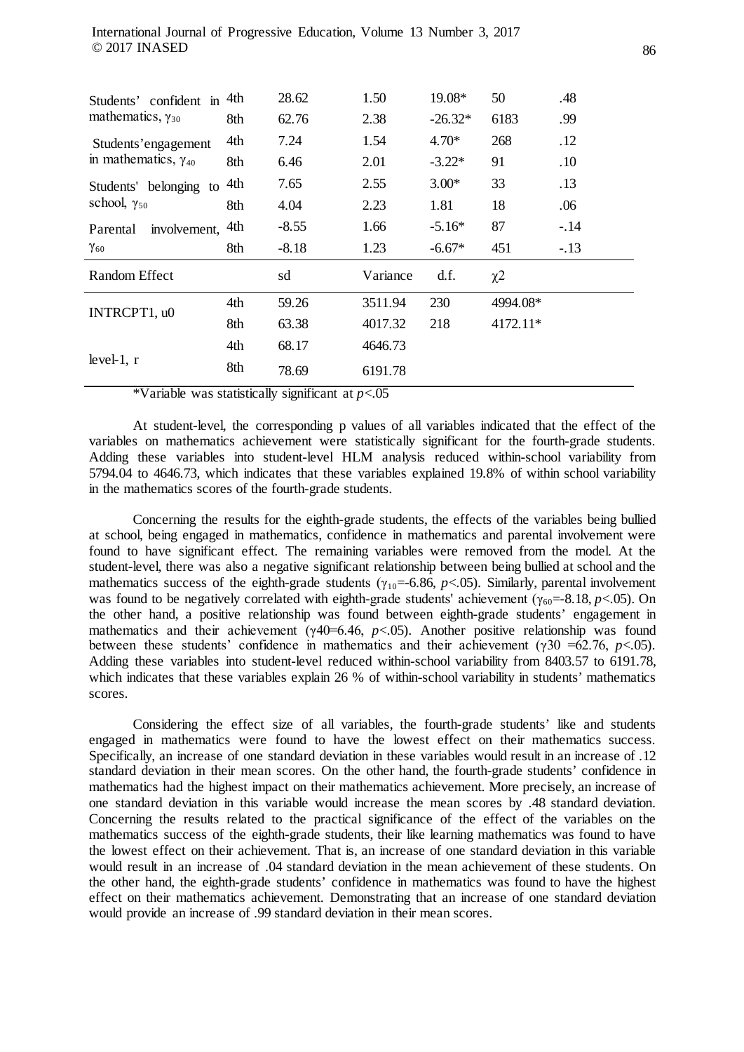| | | | | | | |
|---|---|---|---|---|---|---|
| Students' confident in mathematics, $\gamma_{30}$ | 4th | 28.62 | 1.50 | 19.08* | 50 | .48 |
| | 8th | 62.76 | 2.38 | -26.32* | 6183 | .99 |
| Students'engagement in mathematics, $\gamma_{40}$ | 4th | 7.24 | 1.54 | 4.70* | 268 | .12 |
| | 8th | 6.46 | 2.01 | -3.22* | 91 | .10 |
| Students' belonging to school, $\gamma_{50}$ | 4th | 7.65 | 2.55 | 3.00* | 33 | .13 |
| | 8th | 4.04 | 2.23 | 1.81 | 18 | .06 |
| Parental involvement, $\gamma_{60}$ | 4th | -8.55 | 1.66 | -5.16* | 87 | -.14 |
| | 8th | -8.18 | 1.23 | -6.67* | 451 | -.13 |
| Random Effect | | sd | Variance | d.f. | $\chi 2$ | |
| INTRCPT1, u0 | 4th | 59.26 | 3511.94 | 230 | 4994.08* | |
| | 8th | 63.38 | 4017.32 | 218 | 4172.11* | |
| level-1, r | 4th | 68.17 | 4646.73 | | | |
| | 8th | 78.69 | 6191.78 | | | |

*Variable was statistically significant at $p$<.05

At student-level, the corresponding p values of all variables indicated that the effect of the variables on mathematics achievement were statistically significant for the fourth-grade students. Adding these variables into student-level HLM analysis reduced within-school variability from 5794.04 to 4646.73, which indicates that these variables explained 19.8% of within school variability in the mathematics scores of the fourth-grade students.

Concerning the results for the eighth-grade students, the effects of the variables being bullied at school, being engaged in mathematics, confidence in mathematics and parental involvement were found to have significant effect. The remaining variables were removed from the model. At the student-level, there was also a negative significant relationship between being bullied at school and the mathematics success of the eighth-grade students ($\gamma_{10}$=-6.86, $p$<.05). Similarly, parental involvement was found to be negatively correlated with eighth-grade students' achievement ($\gamma_{60}$=-8.18, $p$<.05). On the other hand, a positive relationship was found between eighth-grade students' engagement in mathematics and their achievement ($\gamma 40$=6.46, $p$<.05). Another positive relationship was found between these students' confidence in mathematics and their achievement ($\gamma 30$ =62.76, $p$<.05). Adding these variables into student-level reduced within-school variability from 8403.57 to 6191.78, which indicates that these variables explain 26 % of within-school variability in students' mathematics scores.

Considering the effect size of all variables, the fourth-grade students' like and students engaged in mathematics were found to have the lowest effect on their mathematics success. Specifically, an increase of one standard deviation in these variables would result in an increase of .12 standard deviation in their mean scores. On the other hand, the fourth-grade students' confidence in mathematics had the highest impact on their mathematics achievement. More precisely, an increase of one standard deviation in this variable would increase the mean scores by .48 standard deviation. Concerning the results related to the practical significance of the effect of the variables on the mathematics success of the eighth-grade students, their like learning mathematics was found to have the lowest effect on their achievement. That is, an increase of one standard deviation in this variable would result in an increase of .04 standard deviation in the mean achievement of these students. On the other hand, the eighth-grade students' confidence in mathematics was found to have the highest effect on their mathematics achievement. Demonstrating that an increase of one standard deviation would provide an increase of .99 standard deviation in their mean scores.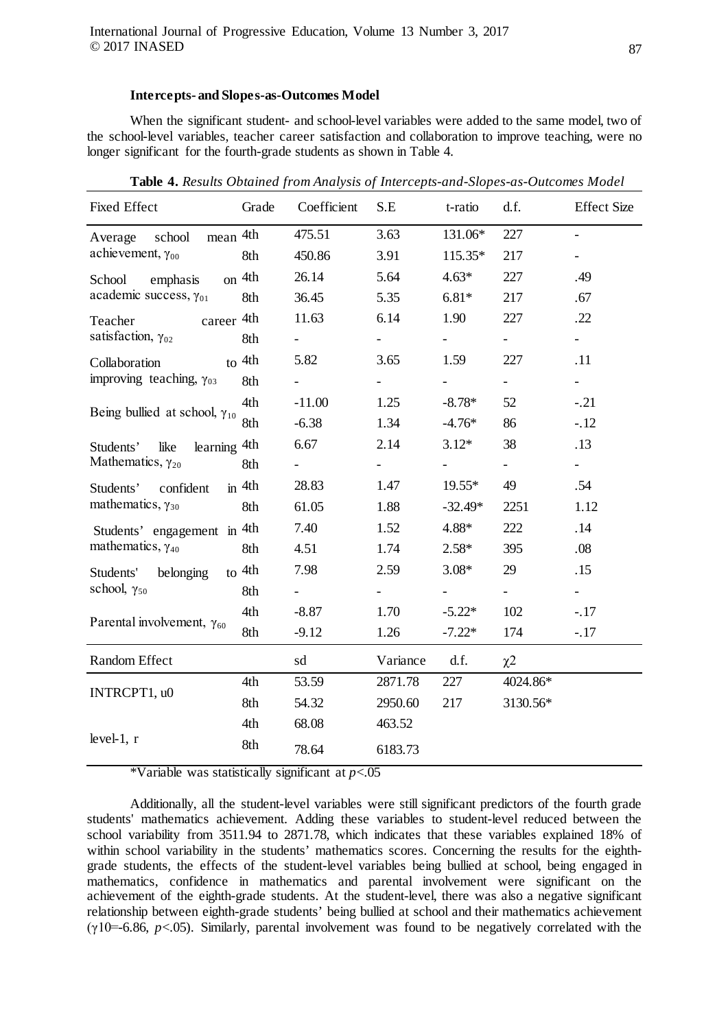### Intercepts- and Slopes-as-Outcomes Model

When the significant student- and school-level variables were added to the same model, two of the school-level variables, teacher career satisfaction and collaboration to improve teaching, were no longer significant for the fourth-grade students as shown in Table 4.

**Table 4.** *Results Obtained from Analysis of Intercepts-and-Slopes-as-Outcomes Model*

| Fixed Effect | Grade | Coefficient | S.E | t-ratio | d.f. | Effect Size |
|---|---|---|---|---|---|---|
| Average school mean achievement, $\gamma_{00}$ | 4th | 475.51 | 3.63 | 131.06* | 227 | - |
| | 8th | 450.86 | 3.91 | 115.35* | 217 | - |
| School emphasis on academic success, $\gamma_{01}$ | 4th | 26.14 | 5.64 | 4.63* | 227 | .49 |
| | 8th | 36.45 | 5.35 | 6.81* | 217 | .67 |
| Teacher career satisfaction, $\gamma_{02}$ | 4th | 11.63 | 6.14 | 1.90 | 227 | .22 |
| | 8th | - | - | - | - | - |
| Collaboration to improving teaching, $\gamma_{03}$ | 4th | 5.82 | 3.65 | 1.59 | 227 | .11 |
| | 8th | - | - | - | - | - |
| Being bullied at school, $\gamma_{10}$ | 4th | -11.00 | 1.25 | -8.78* | 52 | -.21 |
| | 8th | -6.38 | 1.34 | -4.76* | 86 | -.12 |
| Students' like learning Mathematics, $\gamma_{20}$ | 4th | 6.67 | 2.14 | 3.12* | 38 | .13 |
| | 8th | - | - | - | - | - |
| Students' confident in mathematics, $\gamma_{30}$ | 4th | 28.83 | 1.47 | 19.55* | 49 | .54 |
| | 8th | 61.05 | 1.88 | -32.49* | 2251 | 1.12 |
| Students' engagement in mathematics, $\gamma_{40}$ | 4th | 7.40 | 1.52 | 4.88* | 222 | .14 |
| | 8th | 4.51 | 1.74 | 2.58* | 395 | .08 |
| Students' belonging to school, $\gamma_{50}$ | 4th | 7.98 | 2.59 | 3.08* | 29 | .15 |
| | 8th | - | - | - | - | - |
| Parental involvement, $\gamma_{60}$ | 4th | -8.87 | 1.70 | -5.22* | 102 | -.17 |
| | 8th | -9.12 | 1.26 | -7.22* | 174 | -.17 |
| **Random Effect** | | **sd** | **Variance** | **d.f.** | **$\chi 2$** | |
| INTRCPT1, u0 | 4th | 53.59 | 2871.78 | 227 | 4024.86* | |
| | 8th | 54.32 | 2950.60 | 217 | 3130.56* | |
| level-1, r | 4th | 68.08 | 463.52 | | | |
| | 8th | 78.64 | 6183.73 | | | |

*Variable was statistically significant at $p$<.05

Additionally, all the student-level variables were still significant predictors of the fourth grade students' mathematics achievement. Adding these variables to student-level reduced between the school variability from 3511.94 to 2871.78, which indicates that these variables explained 18% of within school variability in the students' mathematics scores. Concerning the results for the eighth-grade students, the effects of the student-level variables being bullied at school, being engaged in mathematics, confidence in mathematics and parental involvement were significant on the achievement of the eighth-grade students. At the student-level, there was also a negative significant relationship between eighth-grade students' being bullied at school and their mathematics achievement ($\gamma 10$=-6.86, $p$<.05). Similarly, parental involvement was found to be negatively correlated with the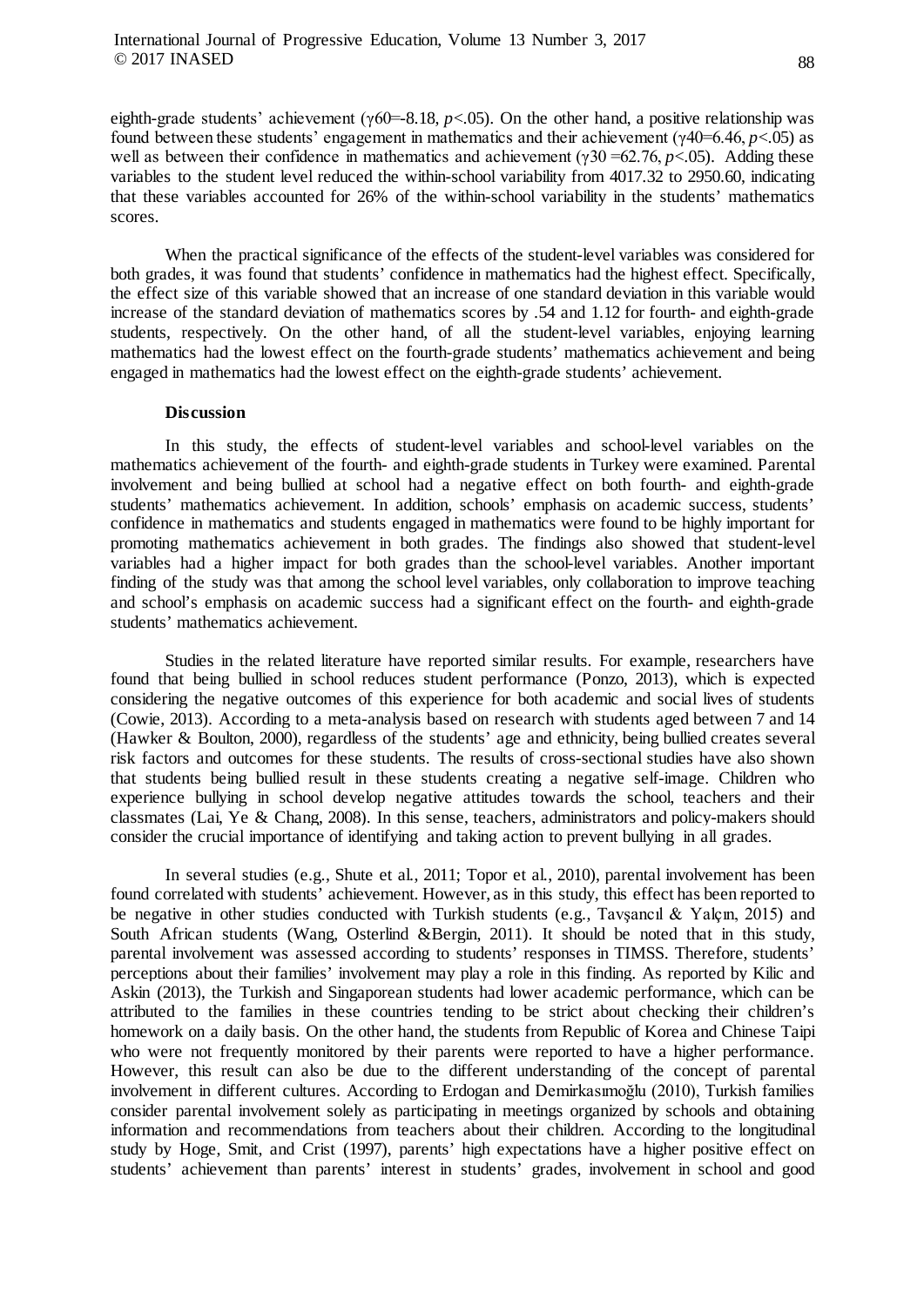eighth-grade students' achievement ($\gamma_{60}$=-8.18, $p$<.05). On the other hand, a positive relationship was found between these students' engagement in mathematics and their achievement ($\gamma_{40}$=6.46, $p$<.05) as well as between their confidence in mathematics and achievement ($\gamma_{30}$ =62.76, $p$<.05). Adding these variables to the student level reduced the within-school variability from 4017.32 to 2950.60, indicating that these variables accounted for 26% of the within-school variability in the students' mathematics scores.

When the practical significance of the effects of the student-level variables was considered for both grades, it was found that students' confidence in mathematics had the highest effect. Specifically, the effect size of this variable showed that an increase of one standard deviation in this variable would increase of the standard deviation of mathematics scores by .54 and 1.12 for fourth- and eighth-grade students, respectively. On the other hand, of all the student-level variables, enjoying learning mathematics had the lowest effect on the fourth-grade students' mathematics achievement and being engaged in mathematics had the lowest effect on the eighth-grade students' achievement.

## Discussion

In this study, the effects of student-level variables and school-level variables on the mathematics achievement of the fourth- and eighth-grade students in Turkey were examined. Parental involvement and being bullied at school had a negative effect on both fourth- and eighth-grade students' mathematics achievement. In addition, schools' emphasis on academic success, students' confidence in mathematics and students engaged in mathematics were found to be highly important for promoting mathematics achievement in both grades. The findings also showed that student-level variables had a higher impact for both grades than the school-level variables. Another important finding of the study was that among the school level variables, only collaboration to improve teaching and school's emphasis on academic success had a significant effect on the fourth- and eighth-grade students' mathematics achievement.

Studies in the related literature have reported similar results. For example, researchers have found that being bullied in school reduces student performance (Ponzo, 2013), which is expected considering the negative outcomes of this experience for both academic and social lives of students (Cowie, 2013). According to a meta-analysis based on research with students aged between 7 and 14 (Hawker & Boulton, 2000), regardless of the students' age and ethnicity, being bullied creates several risk factors and outcomes for these students. The results of cross-sectional studies have also shown that students being bullied result in these students creating a negative self-image. Children who experience bullying in school develop negative attitudes towards the school, teachers and their classmates (Lai, Ye & Chang, 2008). In this sense, teachers, administrators and policy-makers should consider the crucial importance of identifying and taking action to prevent bullying in all grades.

In several studies (e.g., Shute et al., 2011; Topor et al., 2010), parental involvement has been found correlated with students' achievement. However, as in this study, this effect has been reported to be negative in other studies conducted with Turkish students (e.g., Tavşancıl & Yalçın, 2015) and South African students (Wang, Osterlind &Bergin, 2011). It should be noted that in this study, parental involvement was assessed according to students' responses in TIMSS. Therefore, students' perceptions about their families' involvement may play a role in this finding. As reported by Kilic and Askin (2013), the Turkish and Singaporean students had lower academic performance, which can be attributed to the families in these countries tending to be strict about checking their children's homework on a daily basis. On the other hand, the students from Republic of Korea and Chinese Taipi who were not frequently monitored by their parents were reported to have a higher performance. However, this result can also be due to the different understanding of the concept of parental involvement in different cultures. According to Erdogan and Demirkasımoğlu (2010), Turkish families consider parental involvement solely as participating in meetings organized by schools and obtaining information and recommendations from teachers about their children. According to the longitudinal study by Hoge, Smit, and Crist (1997), parents' high expectations have a higher positive effect on students' achievement than parents' interest in students' grades, involvement in school and good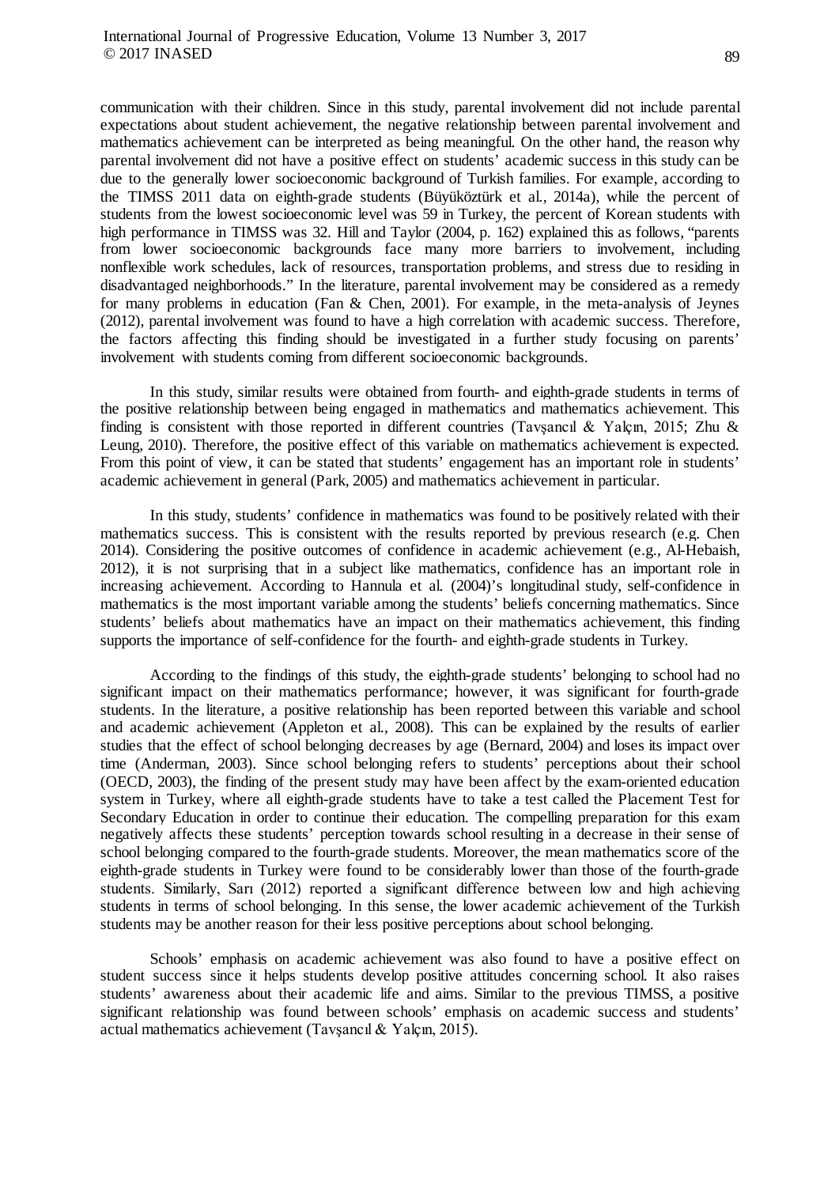communication with their children. Since in this study, parental involvement did not include parental expectations about student achievement, the negative relationship between parental involvement and mathematics achievement can be interpreted as being meaningful. On the other hand, the reason why parental involvement did not have a positive effect on students' academic success in this study can be due to the generally lower socioeconomic background of Turkish families. For example, according to the TIMSS 2011 data on eighth-grade students (Büyüköztürk et al., 2014a), while the percent of students from the lowest socioeconomic level was 59 in Turkey, the percent of Korean students with high performance in TIMSS was 32. Hill and Taylor (2004, p. 162) explained this as follows, "parents from lower socioeconomic backgrounds face many more barriers to involvement, including nonflexible work schedules, lack of resources, transportation problems, and stress due to residing in disadvantaged neighborhoods." In the literature, parental involvement may be considered as a remedy for many problems in education (Fan & Chen, 2001). For example, in the meta-analysis of Jeynes (2012), parental involvement was found to have a high correlation with academic success. Therefore, the factors affecting this finding should be investigated in a further study focusing on parents' involvement with students coming from different socioeconomic backgrounds.

In this study, similar results were obtained from fourth- and eighth-grade students in terms of the positive relationship between being engaged in mathematics and mathematics achievement. This finding is consistent with those reported in different countries (Tavşancıl & Yalçın, 2015; Zhu & Leung, 2010). Therefore, the positive effect of this variable on mathematics achievement is expected. From this point of view, it can be stated that students' engagement has an important role in students' academic achievement in general (Park, 2005) and mathematics achievement in particular.

In this study, students' confidence in mathematics was found to be positively related with their mathematics success. This is consistent with the results reported by previous research (e.g. Chen 2014). Considering the positive outcomes of confidence in academic achievement (e.g., Al-Hebaish, 2012), it is not surprising that in a subject like mathematics, confidence has an important role in increasing achievement. According to Hannula et al. (2004)'s longitudinal study, self-confidence in mathematics is the most important variable among the students' beliefs concerning mathematics. Since students' beliefs about mathematics have an impact on their mathematics achievement, this finding supports the importance of self-confidence for the fourth- and eighth-grade students in Turkey.

According to the findings of this study, the eighth-grade students' belonging to school had no significant impact on their mathematics performance; however, it was significant for fourth-grade students. In the literature, a positive relationship has been reported between this variable and school and academic achievement (Appleton et al., 2008). This can be explained by the results of earlier studies that the effect of school belonging decreases by age (Bernard, 2004) and loses its impact over time (Anderman, 2003). Since school belonging refers to students' perceptions about their school (OECD, 2003), the finding of the present study may have been affect by the exam-oriented education system in Turkey, where all eighth-grade students have to take a test called the Placement Test for Secondary Education in order to continue their education. The compelling preparation for this exam negatively affects these students' perception towards school resulting in a decrease in their sense of school belonging compared to the fourth-grade students. Moreover, the mean mathematics score of the eighth-grade students in Turkey were found to be considerably lower than those of the fourth-grade students. Similarly, Sarı (2012) reported a significant difference between low and high achieving students in terms of school belonging. In this sense, the lower academic achievement of the Turkish students may be another reason for their less positive perceptions about school belonging.

Schools' emphasis on academic achievement was also found to have a positive effect on student success since it helps students develop positive attitudes concerning school. It also raises students' awareness about their academic life and aims. Similar to the previous TIMSS, a positive significant relationship was found between schools' emphasis on academic success and students' actual mathematics achievement (Tavşancıl & Yalçın, 2015).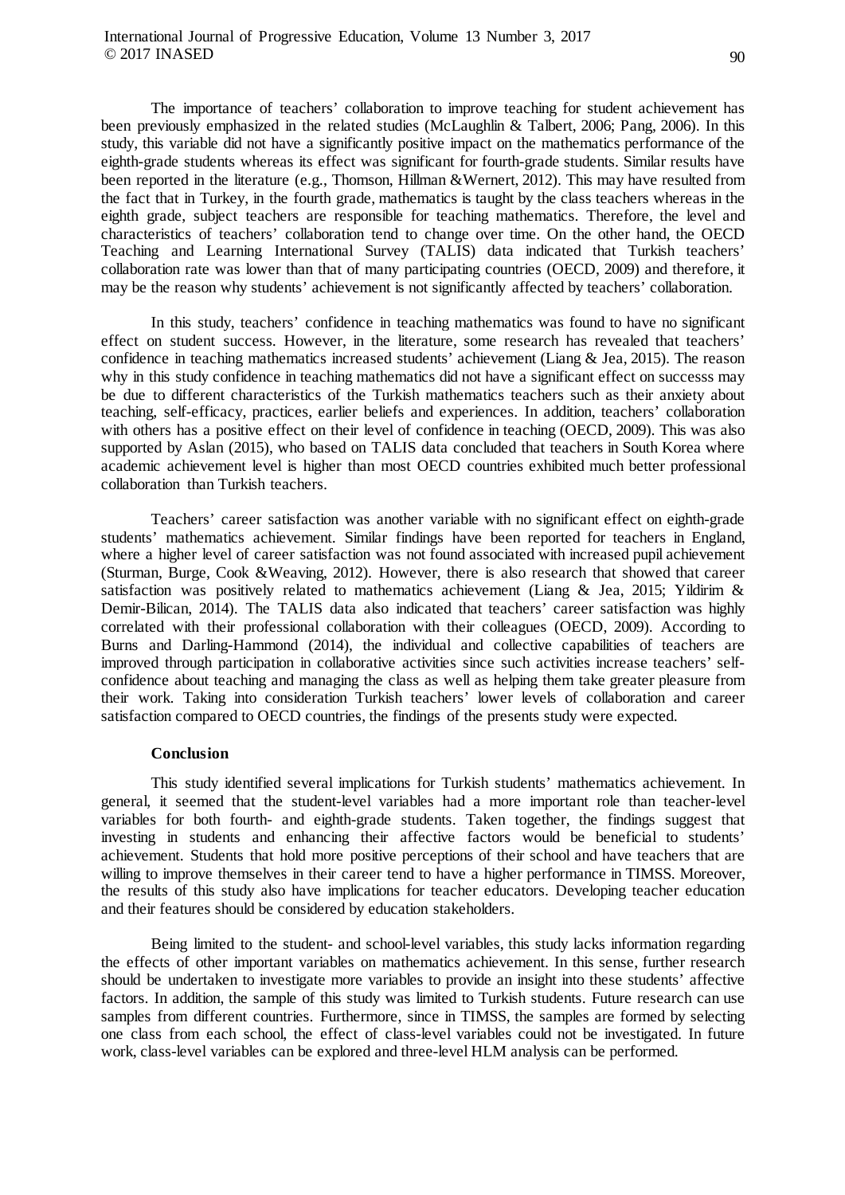The importance of teachers' collaboration to improve teaching for student achievement has been previously emphasized in the related studies (McLaughlin & Talbert, 2006; Pang, 2006). In this study, this variable did not have a significantly positive impact on the mathematics performance of the eighth-grade students whereas its effect was significant for fourth-grade students. Similar results have been reported in the literature (e.g., Thomson, Hillman &Wernert, 2012). This may have resulted from the fact that in Turkey, in the fourth grade, mathematics is taught by the class teachers whereas in the eighth grade, subject teachers are responsible for teaching mathematics. Therefore, the level and characteristics of teachers' collaboration tend to change over time. On the other hand, the OECD Teaching and Learning International Survey (TALIS) data indicated that Turkish teachers' collaboration rate was lower than that of many participating countries (OECD, 2009) and therefore, it may be the reason why students' achievement is not significantly affected by teachers' collaboration.

In this study, teachers' confidence in teaching mathematics was found to have no significant effect on student success. However, in the literature, some research has revealed that teachers' confidence in teaching mathematics increased students' achievement (Liang & Jea, 2015). The reason why in this study confidence in teaching mathematics did not have a significant effect on successs may be due to different characteristics of the Turkish mathematics teachers such as their anxiety about teaching, self-efficacy, practices, earlier beliefs and experiences. In addition, teachers' collaboration with others has a positive effect on their level of confidence in teaching (OECD, 2009). This was also supported by Aslan (2015), who based on TALIS data concluded that teachers in South Korea where academic achievement level is higher than most OECD countries exhibited much better professional collaboration than Turkish teachers.

Teachers' career satisfaction was another variable with no significant effect on eighth-grade students' mathematics achievement. Similar findings have been reported for teachers in England, where a higher level of career satisfaction was not found associated with increased pupil achievement (Sturman, Burge, Cook &Weaving, 2012). However, there is also research that showed that career satisfaction was positively related to mathematics achievement (Liang & Jea, 2015; Yildirim & Demir-Bilican, 2014). The TALIS data also indicated that teachers' career satisfaction was highly correlated with their professional collaboration with their colleagues (OECD, 2009). According to Burns and Darling-Hammond (2014), the individual and collective capabilities of teachers are improved through participation in collaborative activities since such activities increase teachers' self-confidence about teaching and managing the class as well as helping them take greater pleasure from their work. Taking into consideration Turkish teachers' lower levels of collaboration and career satisfaction compared to OECD countries, the findings of the presents study were expected.

### Conclusion

This study identified several implications for Turkish students' mathematics achievement. In general, it seemed that the student-level variables had a more important role than teacher-level variables for both fourth- and eighth-grade students. Taken together, the findings suggest that investing in students and enhancing their affective factors would be beneficial to students' achievement. Students that hold more positive perceptions of their school and have teachers that are willing to improve themselves in their career tend to have a higher performance in TIMSS. Moreover, the results of this study also have implications for teacher educators. Developing teacher education and their features should be considered by education stakeholders.

Being limited to the student- and school-level variables, this study lacks information regarding the effects of other important variables on mathematics achievement. In this sense, further research should be undertaken to investigate more variables to provide an insight into these students' affective factors. In addition, the sample of this study was limited to Turkish students. Future research can use samples from different countries. Furthermore, since in TIMSS, the samples are formed by selecting one class from each school, the effect of class-level variables could not be investigated. In future work, class-level variables can be explored and three-level HLM analysis can be performed.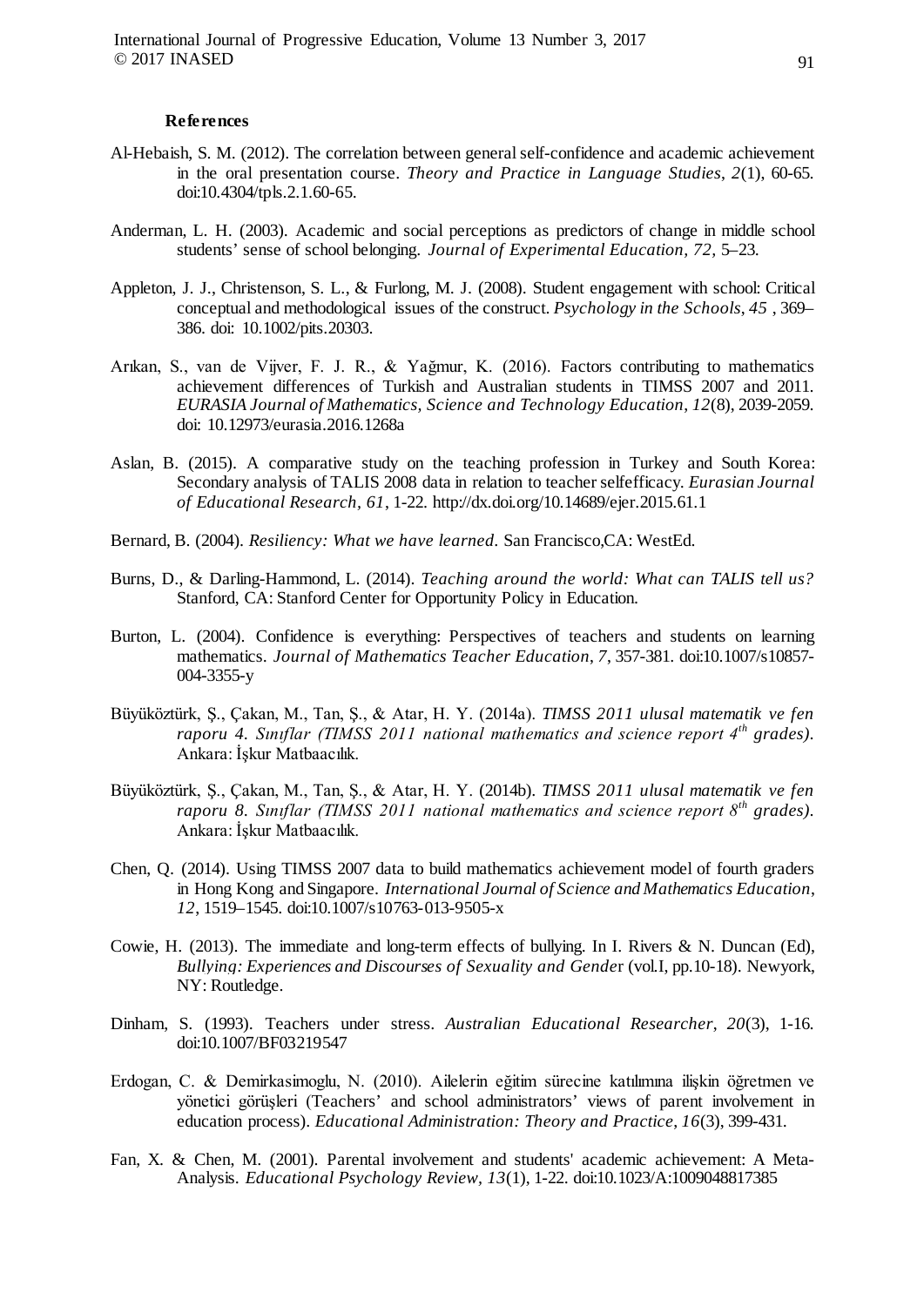**References**

Al-Hebaish, S. M. (2012). The correlation between general self-confidence and academic achievement in the oral presentation course. *Theory and Practice in Language Studies*, *2*(1), 60-65. doi:10.4304/tpls.2.1.60-65.

Anderman, L. H. (2003). Academic and social perceptions as predictors of change in middle school students' sense of school belonging. *Journal of Experimental Education*, *72*, 5–23.

Appleton, J. J., Christenson, S. L., & Furlong, M. J. (2008). Student engagement with school: Critical conceptual and methodological issues of the construct. *Psychology in the Schools*, *45* , 369–386. doi: 10.1002/pits.20303.

Arıkan, S., van de Vijver, F. J. R., & Yağmur, K. (2016). Factors contributing to mathematics achievement differences of Turkish and Australian students in TIMSS 2007 and 2011. *EURASIA Journal of Mathematics, Science and Technology Education*, *12*(8), 2039-2059. doi: 10.12973/eurasia.2016.1268a

Aslan, B. (2015). A comparative study on the teaching profession in Turkey and South Korea: Secondary analysis of TALIS 2008 data in relation to teacher selfefficacy. *Eurasian Journal of Educational Research, 61*, 1-22. http://dx.doi.org/10.14689/ejer.2015.61.1

Bernard, B. (2004). *Resiliency: What we have learned*. San Francisco,CA: WestEd.

Burns, D., & Darling-Hammond, L. (2014). *Teaching around the world: What can TALIS tell us?* Stanford, CA: Stanford Center for Opportunity Policy in Education.

Burton, L. (2004). Confidence is everything: Perspectives of teachers and students on learning mathematics. *Journal of Mathematics Teacher Education*, *7*, 357-381. doi:10.1007/s10857-004-3355-y

Büyüköztürk, Ş., Çakan, M., Tan, Ş., & Atar, H. Y. (2014a). *TIMSS 2011 ulusal matematik ve fen raporu 4. Sınıflar (TIMSS 2011 national mathematics and science report 4th grades)*. Ankara: İşkur Matbaacılık.

Büyüköztürk, Ş., Çakan, M., Tan, Ş., & Atar, H. Y. (2014b). *TIMSS 2011 ulusal matematik ve fen raporu 8. Sınıflar (TIMSS 2011 national mathematics and science report 8th grades)*. Ankara: İşkur Matbaacılık.

Chen, Q. (2014). Using TIMSS 2007 data to build mathematics achievement model of fourth graders in Hong Kong and Singapore. *International Journal of Science and Mathematics Education*, *12*, 1519–1545. doi:10.1007/s10763-013-9505-x

Cowie, H. (2013). The immediate and long-term effects of bullying. In I. Rivers & N. Duncan (Ed), *Bullying: Experiences and Discourses of Sexuality and Gende*r (vol.I, pp.10-18). Newyork, NY: Routledge.

Dinham, S. (1993). Teachers under stress. *Australian Educational Researcher*, *20*(3), 1-16. doi:10.1007/BF03219547

Erdogan, C. & Demirkasimoglu, N. (2010). Ailelerin eğitim sürecine katılımına ilişkin öğretmen ve yönetici görüşleri (Teachers' and school administrators' views of parent involvement in education process). *Educational Administration: Theory and Practice*, *16*(3), 399-431.

Fan, X. & Chen, M. (2001). Parental involvement and students' academic achievement: A Meta-Analysis. *Educational Psychology Review*, *13*(1), 1-22. doi:10.1023/A:1009048817385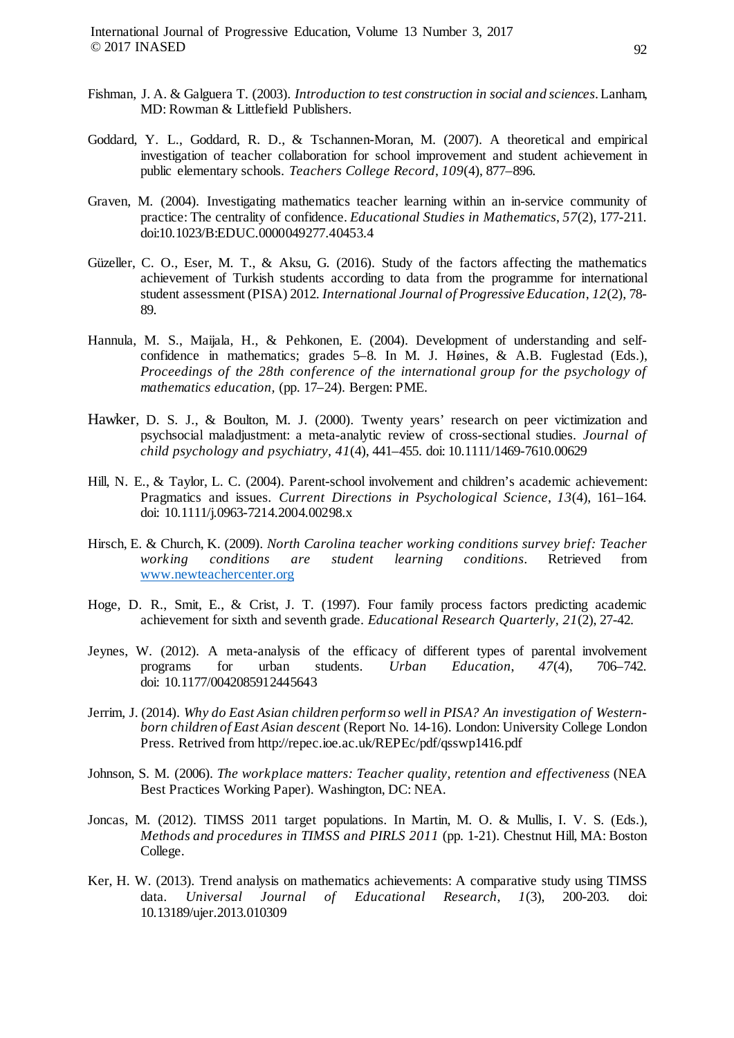Fishman, J. A. & Galguera T. (2003). *Introduction to test construction in social and sciences*. Lanham, MD: Rowman & Littlefield Publishers.

Goddard, Y. L., Goddard, R. D., & Tschannen-Moran, M. (2007). A theoretical and empirical investigation of teacher collaboration for school improvement and student achievement in public elementary schools. *Teachers College Record*, *109*(4), 877–896.

Graven, M. (2004). Investigating mathematics teacher learning within an in-service community of practice: The centrality of confidence. *Educational Studies in Mathematics*, *57*(2), 177-211. doi:10.1023/B:EDUC.0000049277.40453.4

Güzeller, C. O., Eser, M. T., & Aksu, G. (2016). Study of the factors affecting the mathematics achievement of Turkish students according to data from the programme for international student assessment (PISA) 2012. *International Journal of Progressive Education*, *12*(2), 78-89.

Hannula, M. S., Maijala, H., & Pehkonen, E. (2004). Development of understanding and self-confidence in mathematics; grades 5–8. In M. J. Høines, & A.B. Fuglestad (Eds.), *Proceedings of the 28th conference of the international group for the psychology of mathematics education,* (pp. 17–24). Bergen: PME.

Hawker, D. S. J., & Boulton, M. J. (2000). Twenty years' research on peer victimization and psychsocial maladjustment: a meta-analytic review of cross-sectional studies. *Journal of child psychology and psychiatry, 41*(4), 441–455. doi: 10.1111/1469-7610.00629

Hill, N. E., & Taylor, L. C. (2004). Parent-school involvement and children's academic achievement: Pragmatics and issues. *Current Directions in Psychological Science*, *13*(4), 161–164. doi: 10.1111/j.0963-7214.2004.00298.x

Hirsch, E. & Church, K. (2009). *North Carolina teacher working conditions survey brief: Teacher working conditions are student learning conditions*. Retrieved from www.newteachercenter.org

Hoge, D. R., Smit, E., & Crist, J. T. (1997). Four family process factors predicting academic achievement for sixth and seventh grade. *Educational Research Quarterly, 21*(2), 27-42.

Jeynes, W. (2012). A meta-analysis of the efficacy of different types of parental involvement programs for urban students. *Urban Education*, *47*(4), 706–742. doi: 10.1177/0042085912445643

Jerrim, J. (2014). *Why do East Asian children perform so well in PISA? An investigation of Western-born children of East Asian descent* (Report No. 14-16). London: University College London Press. Retrived from http://repec.ioe.ac.uk/REPEc/pdf/qsswp1416.pdf

Johnson, S. M. (2006). *The workplace matters: Teacher quality, retention and effectiveness* (NEA Best Practices Working Paper). Washington, DC: NEA.

Joncas, M. (2012). TIMSS 2011 target populations. In Martin, M. O. & Mullis, I. V. S. (Eds.), *Methods and procedures in TIMSS and PIRLS 2011* (pp. 1-21). Chestnut Hill, MA: Boston College.

Ker, H. W. (2013). Trend analysis on mathematics achievements: A comparative study using TIMSS data. *Universal Journal of Educational Research*, *1*(3), 200-203. doi: 10.13189/ujer.2013.010309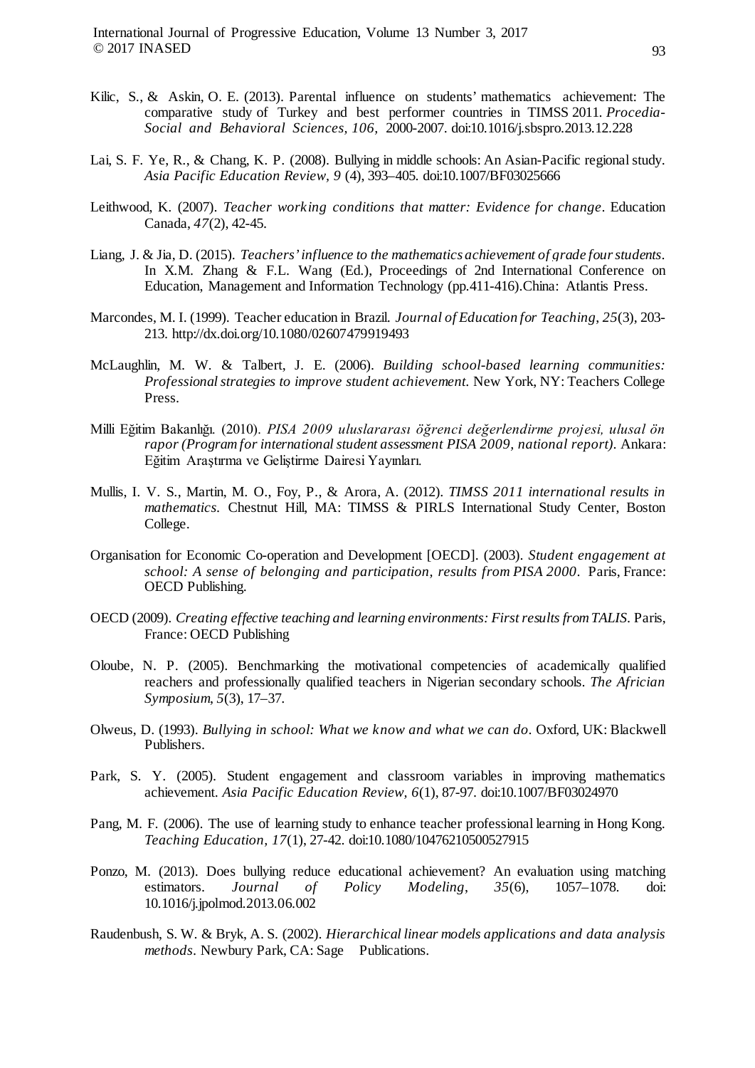Kilic, S., & Askin, O. E. (2013). Parental influence on students' mathematics achievement: The comparative study of Turkey and best performer countries in TIMSS 2011. *Procedia-Social and Behavioral Sciences, 106*, 2000-2007. doi:10.1016/j.sbspro.2013.12.228

Lai, S. F. Ye, R., & Chang, K. P. (2008). Bullying in middle schools: An Asian-Pacific regional study. *Asia Pacific Education Review, 9* (4), 393–405. doi:10.1007/BF03025666

Leithwood, K. (2007). *Teacher working conditions that matter: Evidence for change*. Education Canada, *47*(2), 42-45.

Liang, J. & Jia, D. (2015). *Teachers' influence to the mathematics achievement of grade four students*. In X.M. Zhang & F.L. Wang (Ed.), Proceedings of 2nd International Conference on Education, Management and Information Technology (pp.411-416).China: Atlantis Press.

Marcondes, M. I. (1999). Teacher education in Brazil. *Journal of Education for Teaching, 25*(3), 203-213. http://dx.doi.org/10.1080/02607479919493

McLaughlin, M. W. & Talbert, J. E. (2006). *Building school-based learning communities: Professional strategies to improve student achievement*. New York, NY: Teachers College Press.

Milli Eğitim Bakanlığı. (2010). *PISA 2009 uluslararası öğrenci değerlendirme projesi, ulusal ön rapor (Program for international student assessment PISA 2009, national report)*. Ankara: Eğitim Araştırma ve Geliştirme Dairesi Yayınları.

Mullis, I. V. S., Martin, M. O., Foy, P., & Arora, A. (2012). *TIMSS 2011 international results in mathematics*. Chestnut Hill, MA: TIMSS & PIRLS International Study Center, Boston College.

Organisation for Economic Co-operation and Development [OECD]. (2003). *Student engagement at school: A sense of belonging and participation, results from PISA 2000*. Paris, France: OECD Publishing.

OECD (2009). *Creating effective teaching and learning environments: First results from TALIS*. Paris, France: OECD Publishing

Oloube, N. P. (2005). Benchmarking the motivational competencies of academically qualified reachers and professionally qualified teachers in Nigerian secondary schools. *The African Symposium, 5*(3), 17–37.

Olweus, D. (1993). *Bullying in school: What we know and what we can do*. Oxford, UK: Blackwell Publishers.

Park, S. Y. (2005). Student engagement and classroom variables in improving mathematics achievement. *Asia Pacific Education Review, 6*(1), 87-97. doi:10.1007/BF03024970

Pang, M. F. (2006). The use of learning study to enhance teacher professional learning in Hong Kong. *Teaching Education, 17*(1), 27-42. doi:10.1080/10476210500527915

Ponzo, M. (2013). Does bullying reduce educational achievement? An evaluation using matching estimators. *Journal of Policy Modeling, 35*(6), 1057–1078. doi: 10.1016/j.jpolmod.2013.06.002

Raudenbush, S. W. & Bryk, A. S. (2002). *Hierarchical linear models applications and data analysis methods*. Newbury Park, CA: Sage Publications.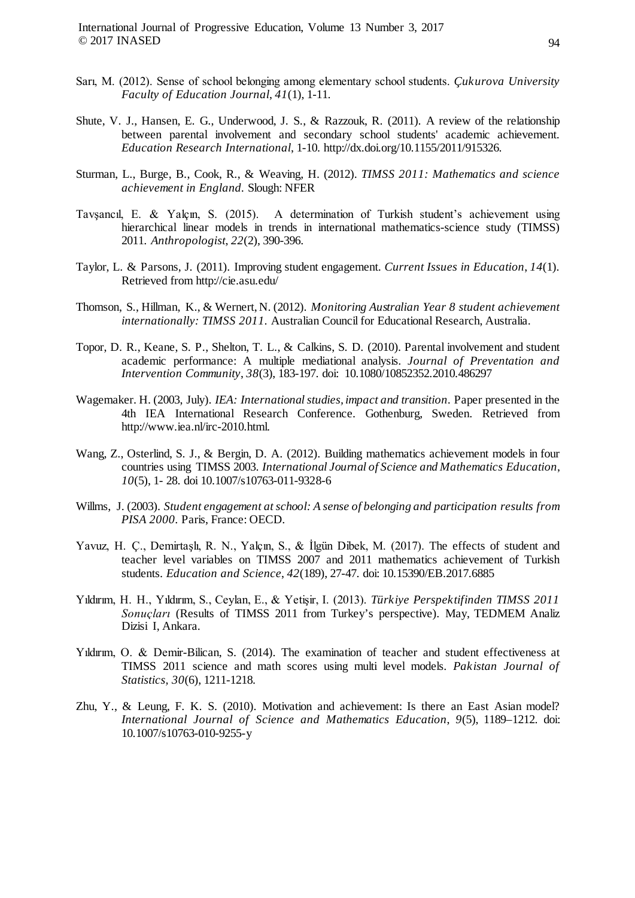Sarı, M. (2012). Sense of school belonging among elementary school students. *Çukurova University Faculty of Education Journal*, *41*(1), 1-11.

Shute, V. J., Hansen, E. G., Underwood, J. S., & Razzouk, R. (2011). A review of the relationship between parental involvement and secondary school students' academic achievement. *Education Research International*, 1-10. http://dx.doi.org/10.1155/2011/915326.

Sturman, L., Burge, B., Cook, R., & Weaving, H. (2012). *TIMSS 2011: Mathematics and science achievement in England*. Slough: NFER

Tavşancıl, E. & Yalçın, S. (2015). A determination of Turkish student's achievement using hierarchical linear models in trends in international mathematics-science study (TIMSS) 2011. *Anthropologist*, *22*(2), 390-396.

Taylor, L. & Parsons, J. (2011). Improving student engagement. *Current Issues in Education*, *14*(1). Retrieved from http://cie.asu.edu/

Thomson, S., Hillman, K., & Wernert, N. (2012). *Monitoring Australian Year 8 student achievement internationally: TIMSS 2011*. Australian Council for Educational Research, Australia.

Topor, D. R., Keane, S. P., Shelton, T. L., & Calkins, S. D. (2010). Parental involvement and student academic performance: A multiple mediational analysis. *Journal of Preventation and Intervention Community*, *38*(3), 183-197. doi: 10.1080/10852352.2010.486297

Wagemaker. H. (2003, July). *IEA: International studies, impact and transition*. Paper presented in the 4th IEA International Research Conference. Gothenburg, Sweden. Retrieved from http://www.iea.nl/irc-2010.html.

Wang, Z., Osterlind, S. J., & Bergin, D. A. (2012). Building mathematics achievement models in four countries using TIMSS 2003. *International Journal of Science and Mathematics Education*, *10*(5), 1- 28. doi 10.1007/s10763-011-9328-6

Willms, J. (2003). *Student engagement at school: A sense of belonging and participation results from PISA 2000*. Paris, France: OECD.

Yavuz, H. Ç., Demirtaşlı, R. N., Yalçın, S., & İlgün Dibek, M. (2017). The effects of student and teacher level variables on TIMSS 2007 and 2011 mathematics achievement of Turkish students. *Education and Science*, *42*(189), 27-47. doi: 10.15390/EB.2017.6885

Yıldırım, H. H., Yıldırım, S., Ceylan, E., & Yetişir, I. (2013). *Türkiye Perspektifinden TIMSS 2011 Sonuçları* (Results of TIMSS 2011 from Turkey's perspective). May, TEDMEM Analiz Dizisi I, Ankara.

Yıldırım, O. & Demir-Bilican, S. (2014). The examination of teacher and student effectiveness at TIMSS 2011 science and math scores using multi level models. *Pakistan Journal of Statistics*, *30*(6), 1211-1218.

Zhu, Y., & Leung, F. K. S. (2010). Motivation and achievement: Is there an East Asian model? *International Journal of Science and Mathematics Education*, *9*(5), 1189–1212. doi: 10.1007/s10763-010-9255-y